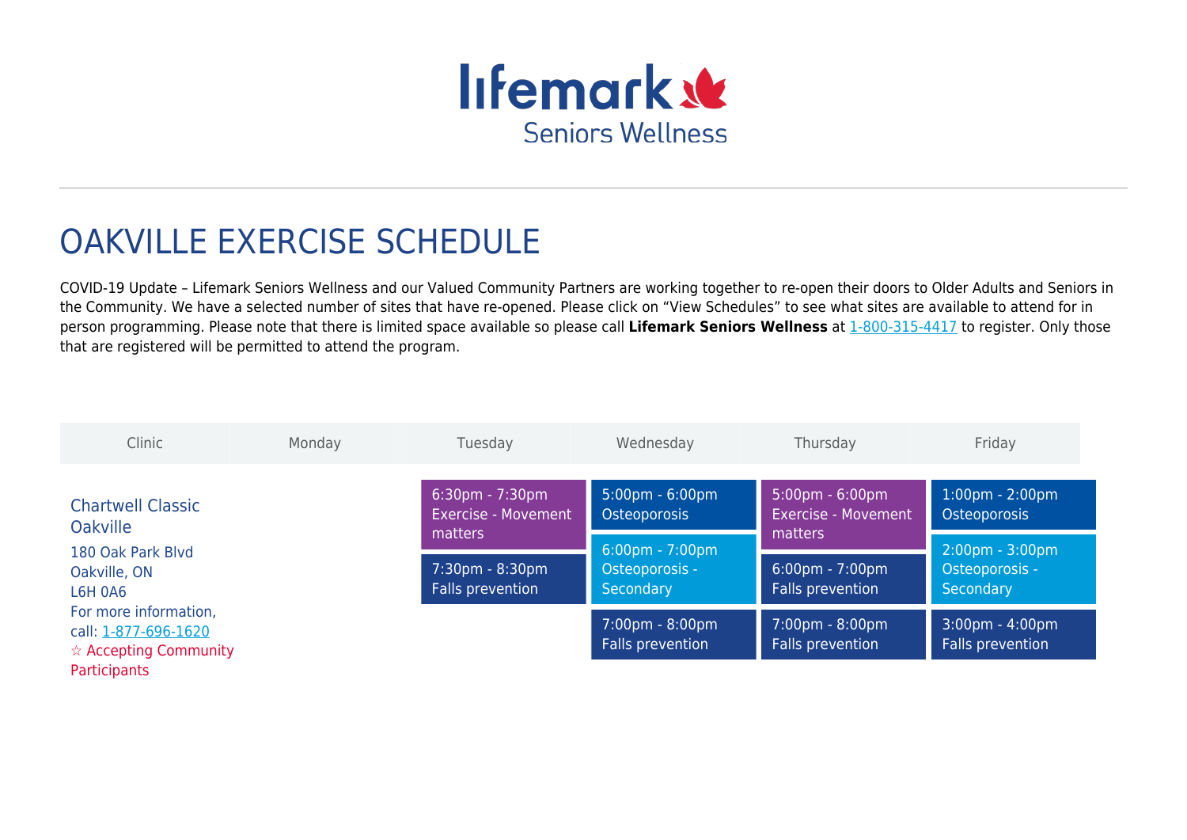lifemark Seniors Wellness

# OAKVILLE EXERCISE SCHEDULE

COVID-19 Update – Lifemark Seniors Wellness and our Valued Community Partners are working together to re-open their doors to Older Adults and Seniors in the Community. We have a selected number of sites that have re-opened. Please click on "View Schedules" to see what sites are available to attend for in person programming. Please note that there is limited space available so please call **Lifemark Seniors Wellness** at 1-800-315-4417 to register. Only those that are registered will be permitted to attend the program.

| Clinic | Monday | Tuesday | Wednesday | Thursday | Friday |
|---|---|---|---|---|---|
| Chartwell Classic Oakville<br>180 Oak Park Blvd<br>Oakville, ON<br>L6H 0A6<br>For more information, call: 1-877-696-1620<br>☆ Accepting Community Participants | | 6:30pm - 7:30pm Exercise - Movement matters<br>7:30pm - 8:30pm Falls prevention | 5:00pm - 6:00pm Osteoporosis<br>6:00pm - 7:00pm Osteoporosis - Secondary<br>7:00pm - 8:00pm Falls prevention | 5:00pm - 6:00pm Exercise - Movement matters<br>6:00pm - 7:00pm Falls prevention<br>7:00pm - 8:00pm Falls prevention | 1:00pm - 2:00pm Osteoporosis<br>2:00pm - 3:00pm Osteoporosis - Secondary<br>3:00pm - 4:00pm Falls prevention |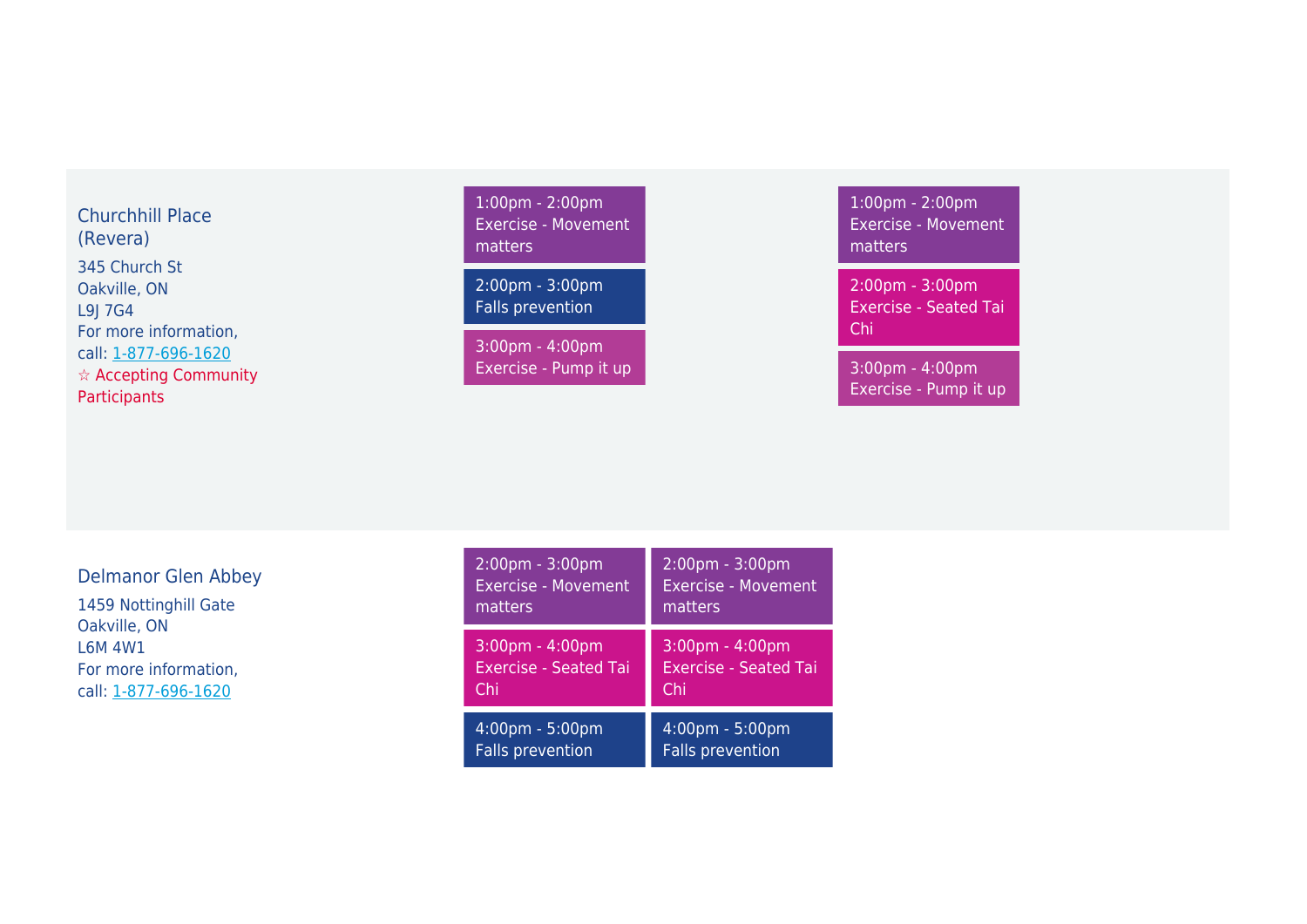| | | | | |
|---|---|---|---|---|
| Churchhill Place (Revera)<br>345 Church St<br>Oakville, ON<br>L9J 7G4<br>For more information, call: 1-877-696-1620<br>☆ Accepting Community Participants | 1:00pm - 2:00pm Exercise - Movement matters<br>2:00pm - 3:00pm Falls prevention<br>3:00pm - 4:00pm Exercise - Pump it up | | 1:00pm - 2:00pm Exercise - Movement matters<br>2:00pm - 3:00pm Exercise - Seated Tai Chi<br>3:00pm - 4:00pm Exercise - Pump it up | |
| Delmanor Glen Abbey<br>1459 Nottinghill Gate<br>Oakville, ON<br>L6M 4W1<br>For more information, call: 1-877-696-1620 | 2:00pm - 3:00pm Exercise - Movement matters<br>3:00pm - 4:00pm Exercise - Seated Tai Chi<br>4:00pm - 5:00pm Falls prevention | 2:00pm - 3:00pm Exercise - Movement matters<br>3:00pm - 4:00pm Exercise - Seated Tai Chi<br>4:00pm - 5:00pm Falls prevention | | |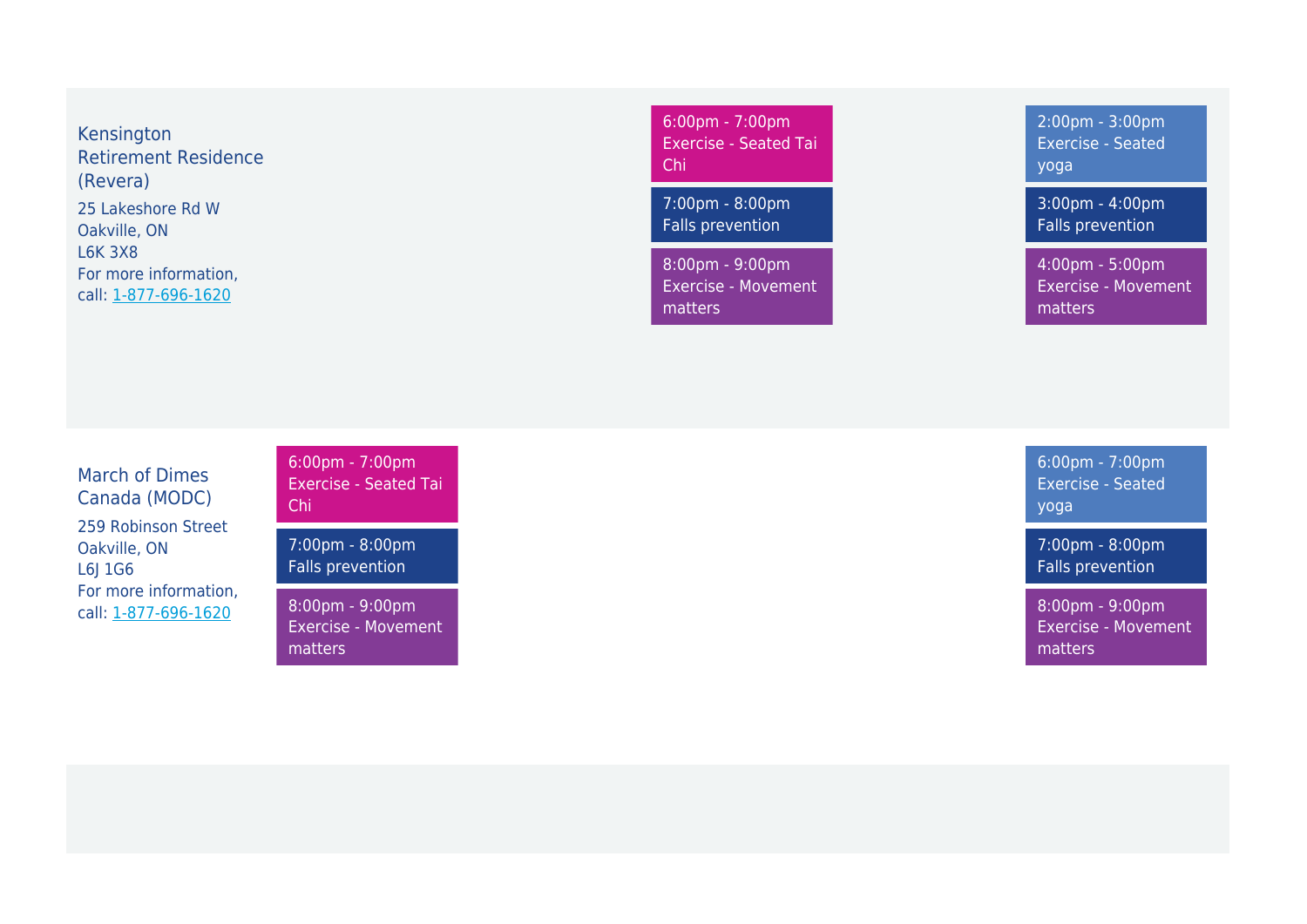| | | | | | |
|---|---|---|---|---|---|
| **Kensington Retirement Residence (Revera)**<br>25 Lakeshore Rd W<br>Oakville, ON<br>L6K 3X8<br>For more information, call: 1-877-696-1620 | | | 6:00pm - 7:00pm<br>Exercise - Seated Tai Chi<br><br>7:00pm - 8:00pm<br>Falls prevention<br><br>8:00pm - 9:00pm<br>Exercise - Movement matters | | 2:00pm - 3:00pm<br>Exercise - Seated yoga<br><br>3:00pm - 4:00pm<br>Falls prevention<br><br>4:00pm - 5:00pm<br>Exercise - Movement matters |
| **March of Dimes Canada (MODC)**<br>259 Robinson Street<br>Oakville, ON<br>L6J 1G6<br>For more information, call: 1-877-696-1620 | 6:00pm - 7:00pm<br>Exercise - Seated Tai Chi<br><br>7:00pm - 8:00pm<br>Falls prevention<br><br>8:00pm - 9:00pm<br>Exercise - Movement matters | | | | 6:00pm - 7:00pm<br>Exercise - Seated yoga<br><br>7:00pm - 8:00pm<br>Falls prevention<br><br>8:00pm - 9:00pm<br>Exercise - Movement matters |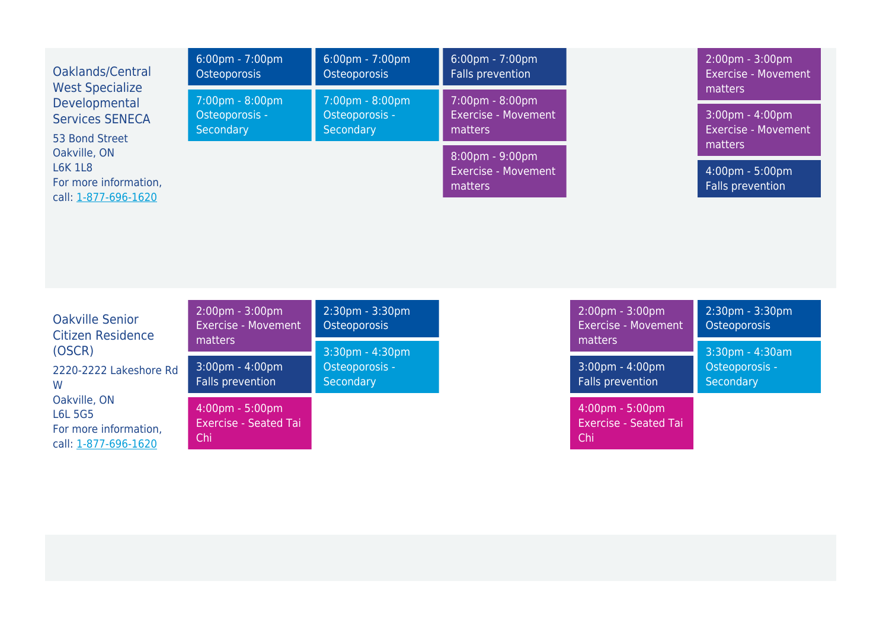| | | | | | |
|---|---|---|---|---|---|
| Oaklands/Central West Specialize Developmental Services SENECA<br>53 Bond Street<br>Oakville, ON<br>L6K 1L8<br>For more information, call: 1-877-696-1620 | 6:00pm - 7:00pm<br>Osteoporosis<br><br>7:00pm - 8:00pm<br>Osteoporosis - Secondary | 6:00pm - 7:00pm<br>Osteoporosis<br><br>7:00pm - 8:00pm<br>Osteoporosis - Secondary | 6:00pm - 7:00pm<br>Falls prevention<br><br>7:00pm - 8:00pm<br>Exercise - Movement matters<br><br>8:00pm - 9:00pm<br>Exercise - Movement matters | | 2:00pm - 3:00pm<br>Exercise - Movement matters<br><br>3:00pm - 4:00pm<br>Exercise - Movement matters<br><br>4:00pm - 5:00pm<br>Falls prevention |
| Oakville Senior Citizen Residence (OSCR)<br>2220-2222 Lakeshore Rd W<br>Oakville, ON<br>L6L 5G5<br>For more information, call: 1-877-696-1620 | 2:00pm - 3:00pm<br>Exercise - Movement matters<br><br>3:00pm - 4:00pm<br>Falls prevention<br><br>4:00pm - 5:00pm<br>Exercise - Seated Tai Chi | 2:30pm - 3:30pm<br>Osteoporosis<br><br>3:30pm - 4:30pm<br>Osteoporosis - Secondary | | 2:00pm - 3:00pm<br>Exercise - Movement matters<br><br>3:00pm - 4:00pm<br>Falls prevention<br><br>4:00pm - 5:00pm<br>Exercise - Seated Tai Chi | 2:30pm - 3:30pm<br>Osteoporosis<br><br>3:30pm - 4:30am<br>Osteoporosis - Secondary |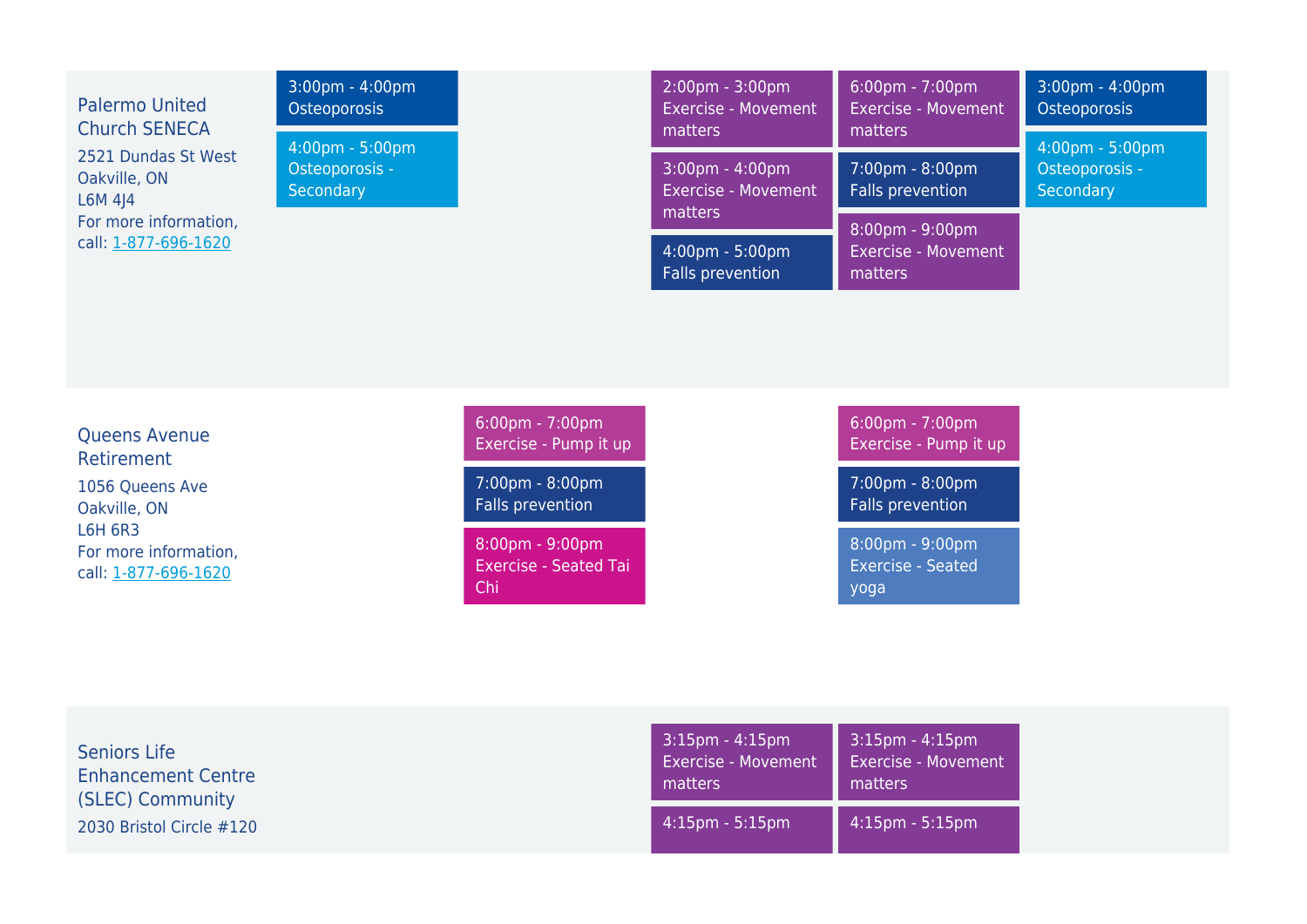| Location | | | | | |
|---|---|---|---|---|---|
| **Palermo United Church SENECA**<br>2521 Dundas St West<br>Oakville, ON<br>L6M 4J4<br>For more information, call: [1-877-696-1620](tel:1-877-696-1620) | 3:00pm - 4:00pm<br>Osteoporosis<br><br>4:00pm - 5:00pm<br>Osteoporosis - Secondary | | 2:00pm - 3:00pm<br>Exercise - Movement matters<br><br>3:00pm - 4:00pm<br>Exercise - Movement matters<br><br>4:00pm - 5:00pm<br>Falls prevention | 6:00pm - 7:00pm<br>Exercise - Movement matters<br><br>7:00pm - 8:00pm<br>Falls prevention<br><br>8:00pm - 9:00pm<br>Exercise - Movement matters | 3:00pm - 4:00pm<br>Osteoporosis<br><br>4:00pm - 5:00pm<br>Osteoporosis - Secondary |
| **Queens Avenue Retirement**<br>1056 Queens Ave<br>Oakville, ON<br>L6H 6R3<br>For more information, call: [1-877-696-1620](tel:1-877-696-1620) | | 6:00pm - 7:00pm<br>Exercise - Pump it up<br><br>7:00pm - 8:00pm<br>Falls prevention<br><br>8:00pm - 9:00pm<br>Exercise - Seated Tai Chi | | 6:00pm - 7:00pm<br>Exercise - Pump it up<br><br>7:00pm - 8:00pm<br>Falls prevention<br><br>8:00pm - 9:00pm<br>Exercise - Seated yoga | |
| **Seniors Life Enhancement Centre (SLEC) Community**<br>2030 Bristol Circle #120 | | | 3:15pm - 4:15pm<br>Exercise - Movement matters<br><br>4:15pm - 5:15pm | 3:15pm - 4:15pm<br>Exercise - Movement matters<br><br>4:15pm - 5:15pm | |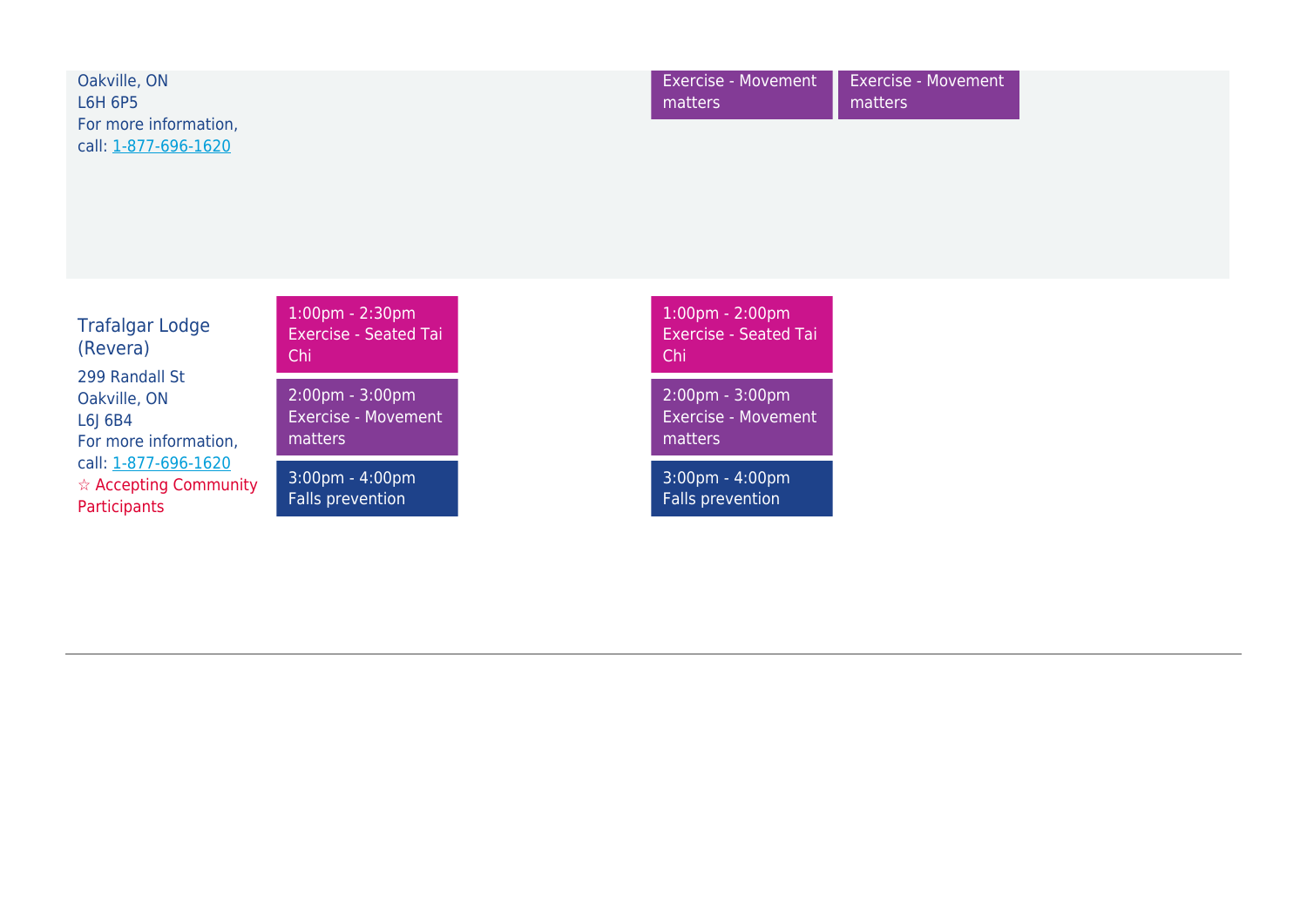| | | | | | |
|---|---|---|---|---|---|
| Oakville, ON<br>L6H 6P5<br>For more information, call: [1-877-696-1620](tel:1-877-696-1620) | | | Exercise - Movement matters | Exercise - Movement matters | |
| Trafalgar Lodge (Revera)<br>299 Randall St<br>Oakville, ON<br>L6J 6B4<br>For more information, call: [1-877-696-1620](tel:1-877-696-1620)<br>☆ Accepting Community Participants | 1:00pm - 2:30pm Exercise - Seated Tai Chi<br>2:00pm - 3:00pm Exercise - Movement matters<br>3:00pm - 4:00pm Falls prevention | | 1:00pm - 2:00pm Exercise - Seated Tai Chi<br>2:00pm - 3:00pm Exercise - Movement matters<br>3:00pm - 4:00pm Falls prevention | | |